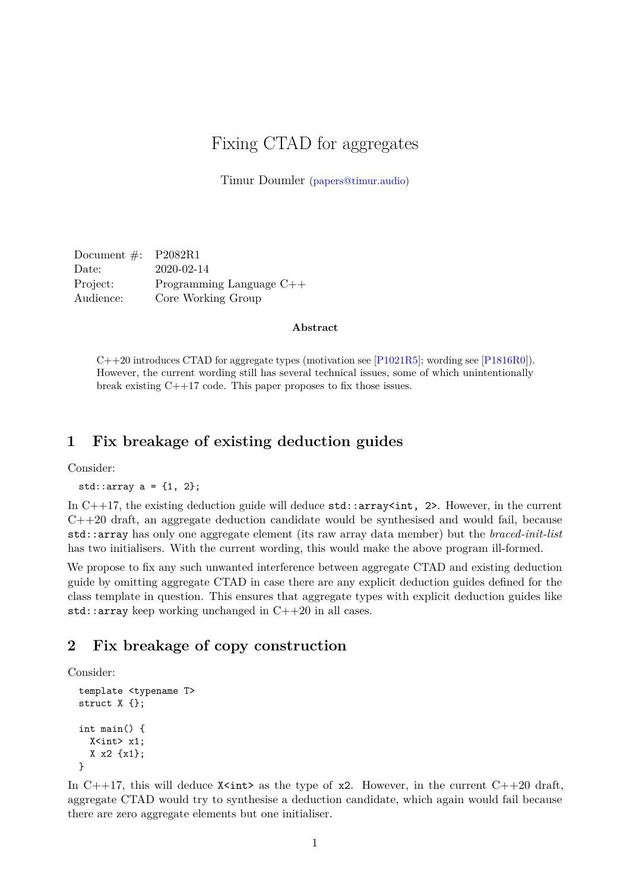# Fixing CTAD for aggregates

Timur Doumler (papers@timur.audio)

| | |
|---|---|
| Document #: | P2082R1 |
| Date: | 2020-02-14 |
| Project: | Programming Language C++ |
| Audience: | Core Working Group |

**Abstract**

C++20 introduces CTAD for aggregate types (motivation see [P1021R5]; wording see [P1816R0]). However, the current wording still has several technical issues, some of which unintentionally break existing C++17 code. This paper proposes to fix those issues.

## 1 Fix breakage of existing deduction guides

Consider:

```
std::array a = {1, 2};
```

In C++17, the existing deduction guide will deduce `std::array<int, 2>`. However, in the current C++20 draft, an aggregate deduction candidate would be synthesised and would fail, because `std::array` has only one aggregate element (its raw array data member) but the *braced-init-list* has two initialisers. With the current wording, this would make the above program ill-formed.

We propose to fix any such unwanted interference between aggregate CTAD and existing deduction guide by omitting aggregate CTAD in case there are any explicit deduction guides defined for the class template in question. This ensures that aggregate types with explicit deduction guides like `std::array` keep working unchanged in C++20 in all cases.

## 2 Fix breakage of copy construction

Consider:

```
template <typename T>
struct X {};

int main() {
  X<int> x1;
  X x2 {x1};
}
```

In C++17, this will deduce `X<int>` as the type of `x2`. However, in the current C++20 draft, aggregate CTAD would try to synthesise a deduction candidate, which again would fail because there are zero aggregate elements but one initialiser.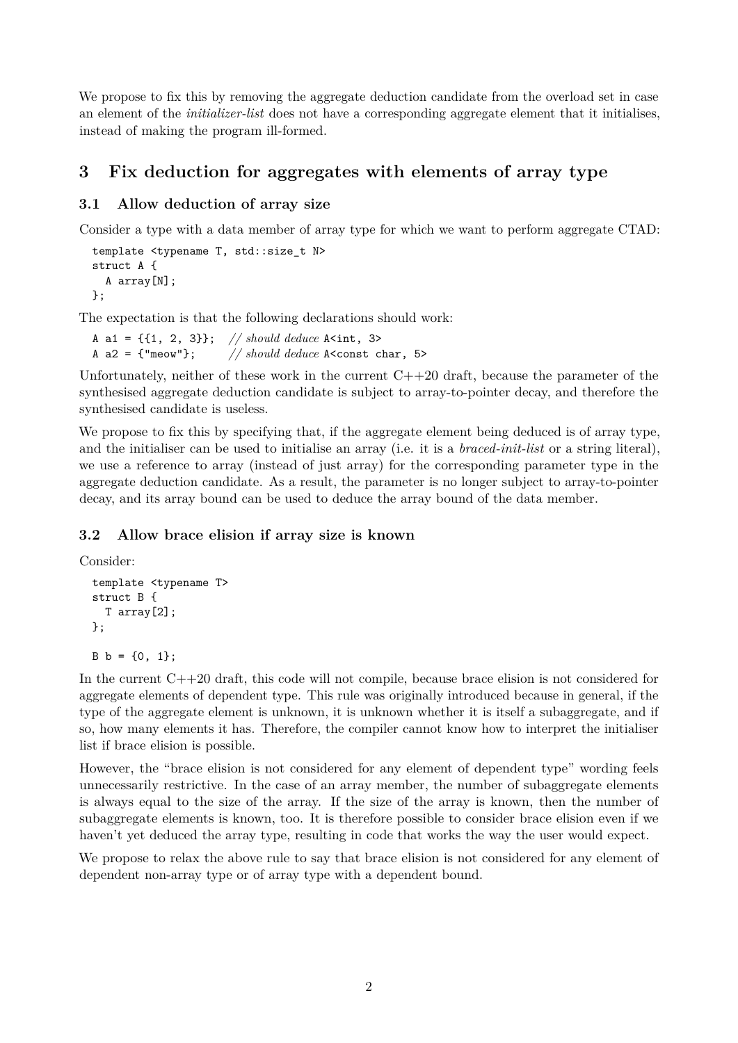We propose to fix this by removing the aggregate deduction candidate from the overload set in case an element of the *initializer-list* does not have a corresponding aggregate element that it initialises, instead of making the program ill-formed.

## 3 Fix deduction for aggregates with elements of array type

### 3.1 Allow deduction of array size

Consider a type with a data member of array type for which we want to perform aggregate CTAD:

```
template <typename T, std::size_t N>
struct A {
  A array[N];
};
```

The expectation is that the following declarations should work:

```
A a1 = {{1, 2, 3}};  // should deduce A<int, 3>
A a2 = {"meow"};     // should deduce A<const char, 5>
```

Unfortunately, neither of these work in the current C++20 draft, because the parameter of the synthesised aggregate deduction candidate is subject to array-to-pointer decay, and therefore the synthesised candidate is useless.

We propose to fix this by specifying that, if the aggregate element being deduced is of array type, and the initialiser can be used to initialise an array (i.e. it is a *braced-init-list* or a string literal), we use a reference to array (instead of just array) for the corresponding parameter type in the aggregate deduction candidate. As a result, the parameter is no longer subject to array-to-pointer decay, and its array bound can be used to deduce the array bound of the data member.

### 3.2 Allow brace elision if array size is known

Consider:

```
template <typename T>
struct B {
  T array[2];
};

B b = {0, 1};
```

In the current C++20 draft, this code will not compile, because brace elision is not considered for aggregate elements of dependent type. This rule was originally introduced because in general, if the type of the aggregate element is unknown, it is unknown whether it is itself a subaggregate, and if so, how many elements it has. Therefore, the compiler cannot know how to interpret the initialiser list if brace elision is possible.

However, the "brace elision is not considered for any element of dependent type" wording feels unnecessarily restrictive. In the case of an array member, the number of subaggregate elements is always equal to the size of the array. If the size of the array is known, then the number of subaggregate elements is known, too. It is therefore possible to consider brace elision even if we haven't yet deduced the array type, resulting in code that works the way the user would expect.

We propose to relax the above rule to say that brace elision is not considered for any element of dependent non-array type or of array type with a dependent bound.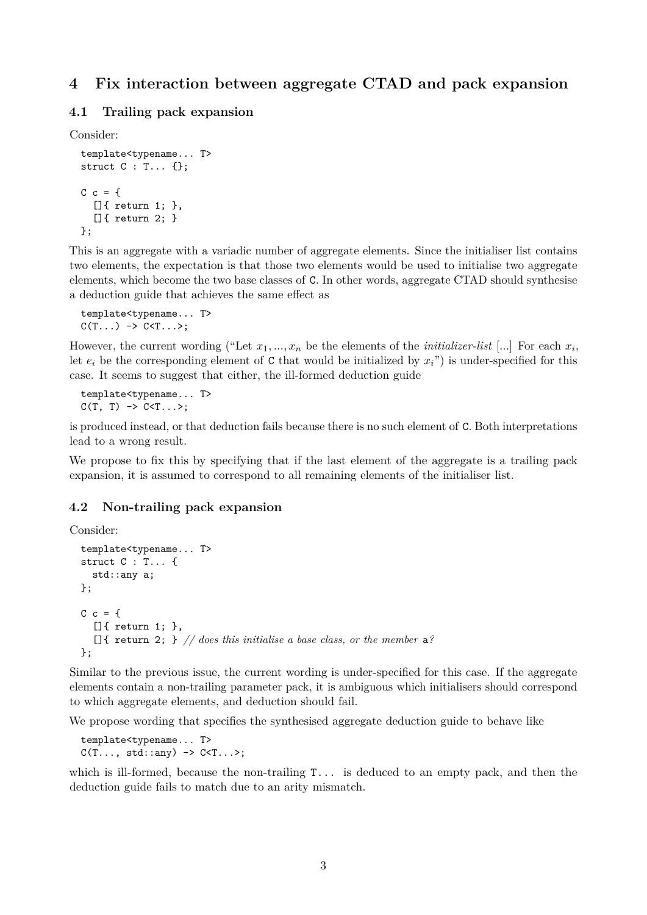## 4 Fix interaction between aggregate CTAD and pack expansion

### 4.1 Trailing pack expansion

Consider:

```
template<typename... T>
struct C : T... {};

C c = {
  []{ return 1; },
  []{ return 2; }
};
```

This is an aggregate with a variadic number of aggregate elements. Since the initialiser list contains two elements, the expectation is that those two elements would be used to initialise two aggregate elements, which become the two base classes of `C`. In other words, aggregate CTAD should synthesise a deduction guide that achieves the same effect as

```
template<typename... T>
C(T...) -> C<T...>;
```

However, the current wording ("Let $x_1, ..., x_n$ be the elements of the *initializer-list* [...] For each $x_i$, let $e_i$ be the corresponding element of `C` that would be initialized by $x_i$") is under-specified for this case. It seems to suggest that either, the ill-formed deduction guide

```
template<typename... T>
C(T, T) -> C<T...>;
```

is produced instead, or that deduction fails because there is no such element of `C`. Both interpretations lead to a wrong result.

We propose to fix this by specifying that if the last element of the aggregate is a trailing pack expansion, it is assumed to correspond to all remaining elements of the initialiser list.

### 4.2 Non-trailing pack expansion

Consider:

```
template<typename... T>
struct C : T... {
  std::any a;
};

C c = {
  []{ return 1; },
  []{ return 2; } // does this initialise a base class, or the member a?
};
```

Similar to the previous issue, the current wording is under-specified for this case. If the aggregate elements contain a non-trailing parameter pack, it is ambiguous which initialisers should correspond to which aggregate elements, and deduction should fail.

We propose wording that specifies the synthesised aggregate deduction guide to behave like

```
template<typename... T>
C(T..., std::any) -> C<T...>;
```

which is ill-formed, because the non-trailing `T...` is deduced to an empty pack, and then the deduction guide fails to match due to an arity mismatch.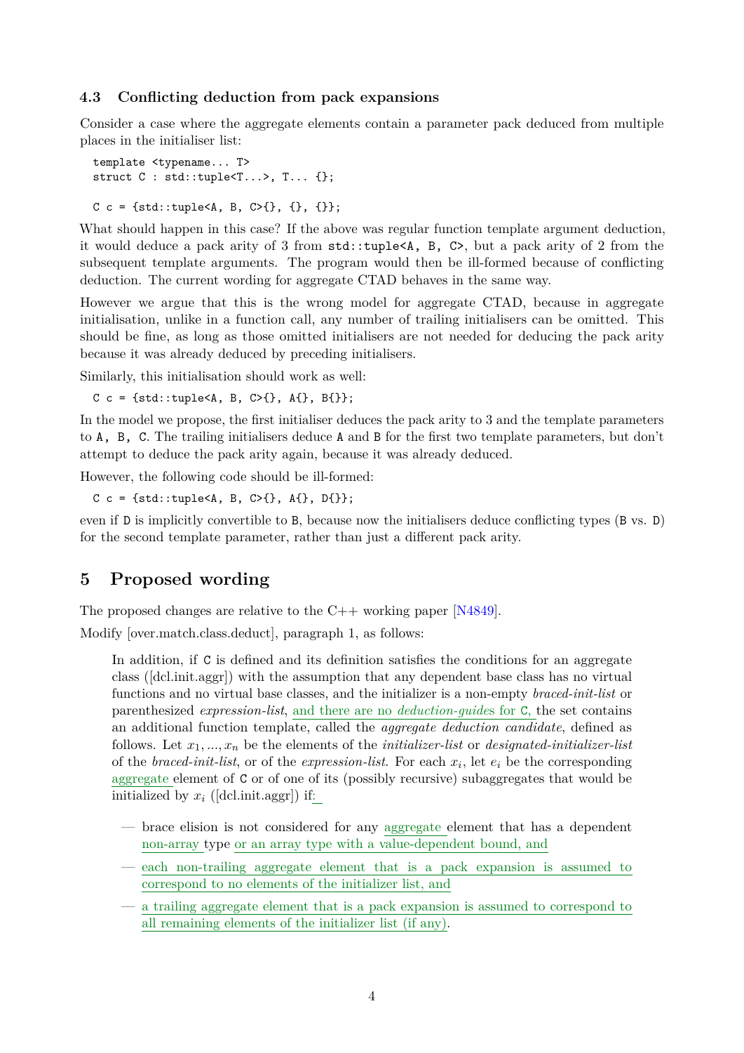### 4.3 Conflicting deduction from pack expansions

Consider a case where the aggregate elements contain a parameter pack deduced from multiple places in the initialiser list:

```
template <typename... T>
struct C : std::tuple<T...>, T... {};

C c = {std::tuple<A, B, C>{}, {}, {}};
```

What should happen in this case? If the above was regular function template argument deduction, it would deduce a pack arity of 3 from `std::tuple<A, B, C>`, but a pack arity of 2 from the subsequent template arguments. The program would then be ill-formed because of conflicting deduction. The current wording for aggregate CTAD behaves in the same way.

However we argue that this is the wrong model for aggregate CTAD, because in aggregate initialisation, unlike in a function call, any number of trailing initialisers can be omitted. This should be fine, as long as those omitted initialisers are not needed for deducing the pack arity because it was already deduced by preceding initialisers.

Similarly, this initialisation should work as well:

```
C c = {std::tuple<A, B, C>{}, A{}, B{}};
```

In the model we propose, the first initialiser deduces the pack arity to 3 and the template parameters to `A, B, C`. The trailing initialisers deduce `A` and `B` for the first two template parameters, but don't attempt to deduce the pack arity again, because it was already deduced.

However, the following code should be ill-formed:

```
C c = {std::tuple<A, B, C>{}, A{}, D{}};
```

even if `D` is implicitly convertible to `B`, because now the initialisers deduce conflicting types (`B` vs. `D`) for the second template parameter, rather than just a different pack arity.

## 5 Proposed wording

The proposed changes are relative to the C++ working paper [N4849].

Modify [over.match.class.deduct], paragraph 1, as follows:

> In addition, if `C` is defined and its definition satisfies the conditions for an aggregate class ([dcl.init.aggr]) with the assumption that any dependent base class has no virtual functions and no virtual base classes, and the initializer is a non-empty *braced-init-list* or parenthesized *expression-list*, and there are no *deduction-guides* for `C`, the set contains an additional function template, called the *aggregate deduction candidate*, defined as follows. Let $x_1, ..., x_n$ be the elements of the *initializer-list* or *designated-initializer-list* of the *braced-init-list*, or of the *expression-list*. For each $x_i$, let $e_i$ be the corresponding aggregate element of `C` or of one of its (possibly recursive) subaggregates that would be initialized by $x_i$ ([dcl.init.aggr]) if:
>
> — brace elision is not considered for any aggregate element that has a dependent non-array type or an array type with a value-dependent bound, and
>
> — each non-trailing aggregate element that is a pack expansion is assumed to correspond to no elements of the initializer list, and
>
> — a trailing aggregate element that is a pack expansion is assumed to correspond to all remaining elements of the initializer list (if any).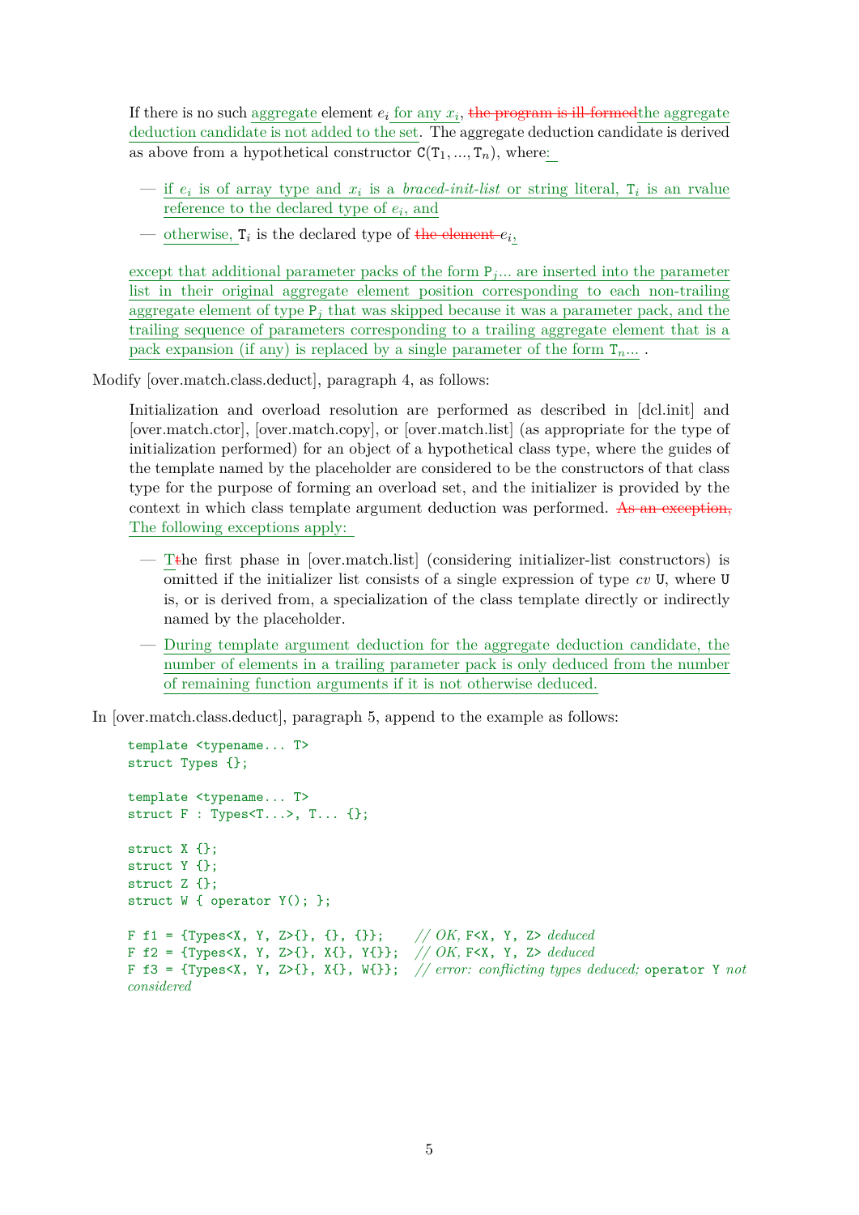If there is no such aggregate element $e_i$ for any $x_i$, ~~the program is ill-formed~~the aggregate deduction candidate is not added to the set. The aggregate deduction candidate is derived as above from a hypothetical constructor $\mathtt{C}(\mathtt{T}_1, ..., \mathtt{T}_n)$, where:

- if $e_i$ is of array type and $x_i$ is a *braced-init-list* or string literal, $\mathtt{T}_i$ is an rvalue reference to the declared type of $e_i$, and
- otherwise, $\mathtt{T}_i$ is the declared type of ~~the element~~ $e_i$,

except that additional parameter packs of the form $\mathtt{P}_j$... are inserted into the parameter list in their original aggregate element position corresponding to each non-trailing aggregate element of type $\mathtt{P}_j$ that was skipped because it was a parameter pack, and the trailing sequence of parameters corresponding to a trailing aggregate element that is a pack expansion (if any) is replaced by a single parameter of the form $\mathtt{T}_n$... .

Modify [over.match.class.deduct], paragraph 4, as follows:

Initialization and overload resolution are performed as described in [dcl.init] and [over.match.ctor], [over.match.copy], or [over.match.list] (as appropriate for the type of initialization performed) for an object of a hypothetical class type, where the guides of the template named by the placeholder are considered to be the constructors of that class type for the purpose of forming an overload set, and the initializer is provided by the context in which class template argument deduction was performed. ~~As an exception,~~ The following exceptions apply:

- T~~t~~he first phase in [over.match.list] (considering initializer-list constructors) is omitted if the initializer list consists of a single expression of type *cv* U, where U is, or is derived from, a specialization of the class template directly or indirectly named by the placeholder.
- During template argument deduction for the aggregate deduction candidate, the number of elements in a trailing parameter pack is only deduced from the number of remaining function arguments if it is not otherwise deduced.

In [over.match.class.deduct], paragraph 5, append to the example as follows:

```
template <typename... T>
struct Types {};

template <typename... T>
struct F : Types<T...>, T... {};

struct X {};
struct Y {};
struct Z {};
struct W { operator Y(); };

F f1 = {Types<X, Y, Z>{}, {}, {}};    // OK, F<X, Y, Z> deduced
F f2 = {Types<X, Y, Z>{}, X{}, Y{}};  // OK, F<X, Y, Z> deduced
F f3 = {Types<X, Y, Z>{}, X{}, W{}};  // error: conflicting types deduced; operator Y not
considered
```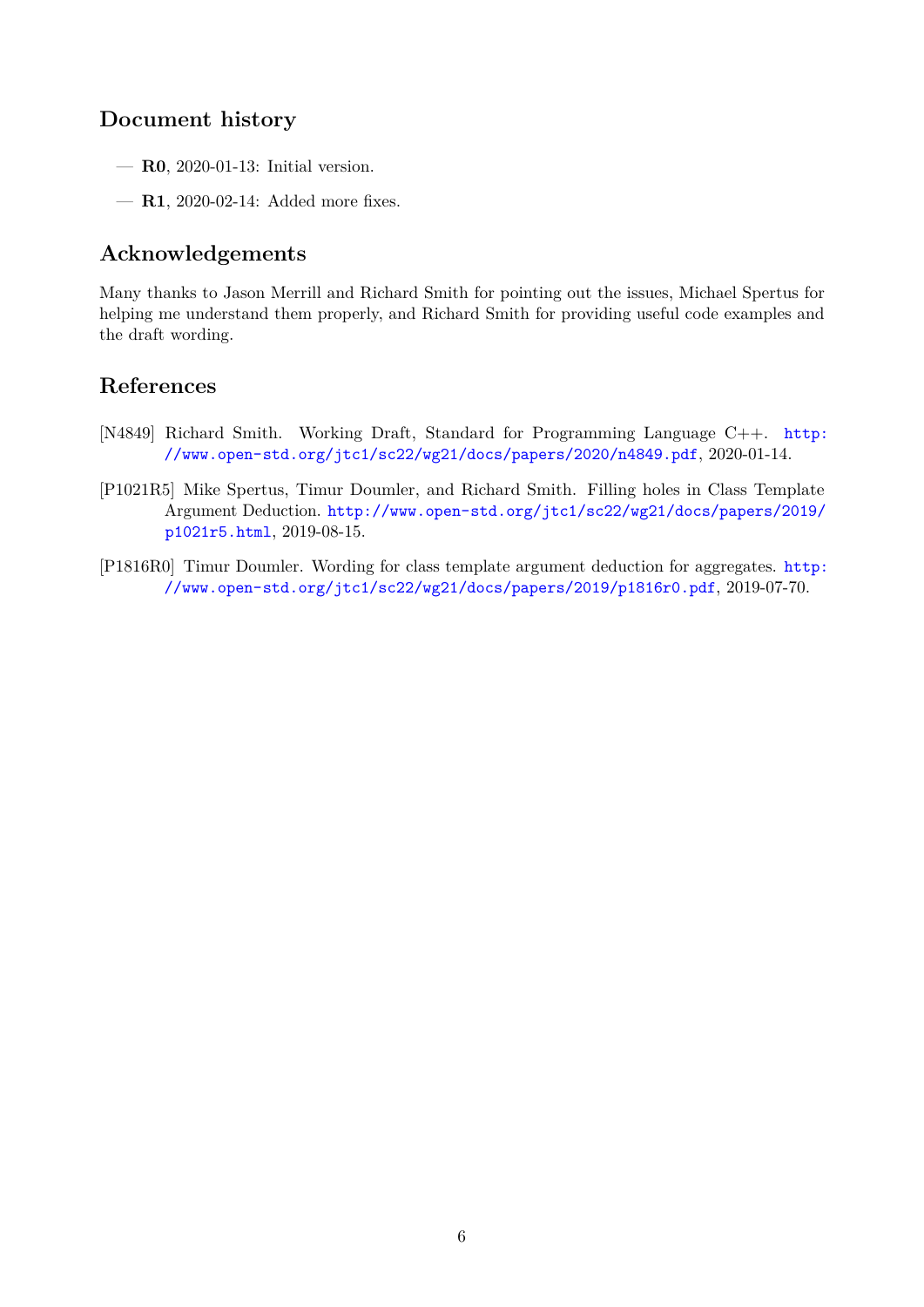## Document history

- **R0**, 2020-01-13: Initial version.
- **R1**, 2020-02-14: Added more fixes.

## Acknowledgements

Many thanks to Jason Merrill and Richard Smith for pointing out the issues, Michael Spertus for helping me understand them properly, and Richard Smith for providing useful code examples and the draft wording.

## References

[N4849] Richard Smith. Working Draft, Standard for Programming Language C++. http://www.open-std.org/jtc1/sc22/wg21/docs/papers/2020/n4849.pdf, 2020-01-14.

[P1021R5] Mike Spertus, Timur Doumler, and Richard Smith. Filling holes in Class Template Argument Deduction. http://www.open-std.org/jtc1/sc22/wg21/docs/papers/2019/p1021r5.html, 2019-08-15.

[P1816R0] Timur Doumler. Wording for class template argument deduction for aggregates. http://www.open-std.org/jtc1/sc22/wg21/docs/papers/2019/p1816r0.pdf, 2019-07-70.